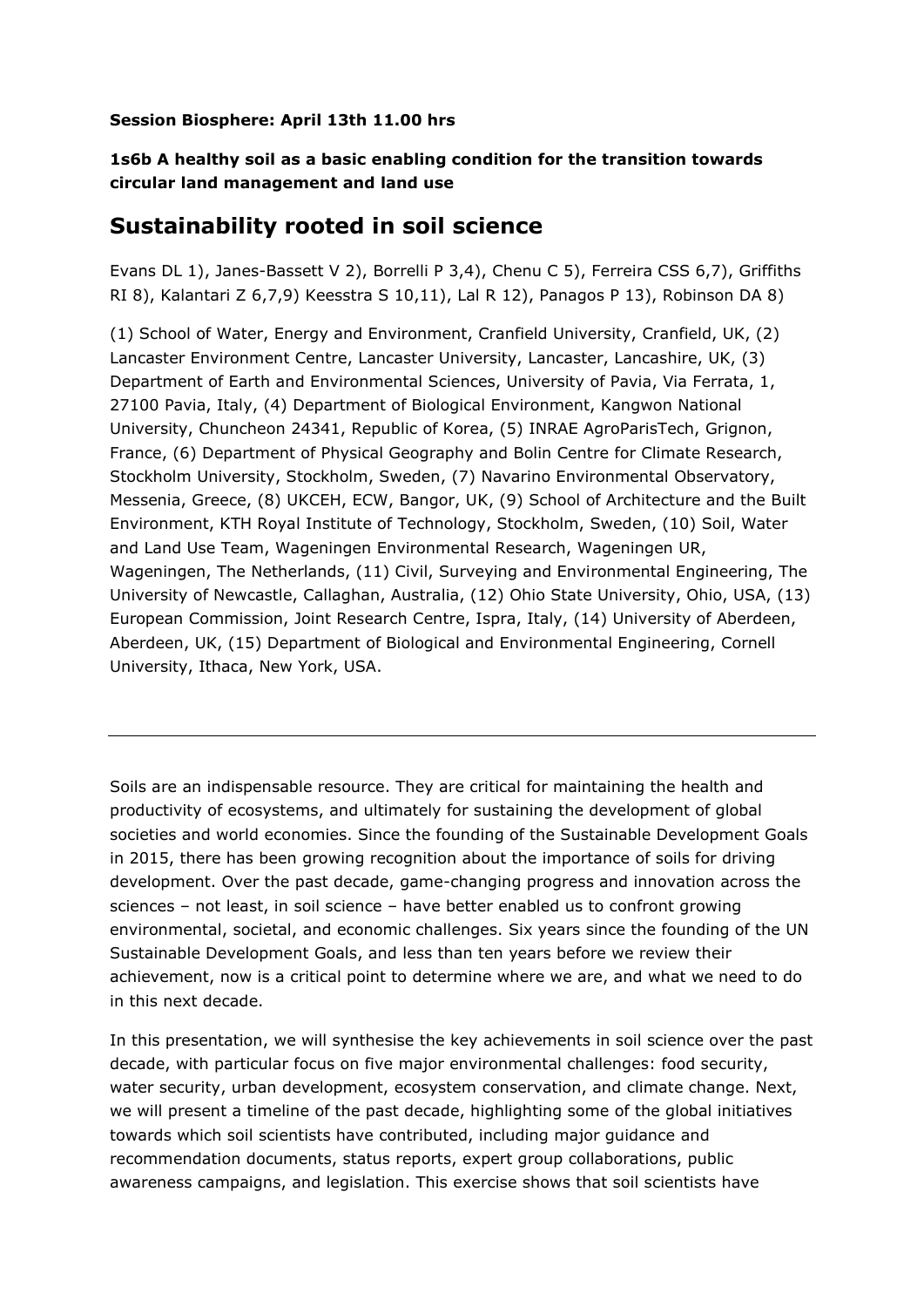**Session Biosphere: April 13th 11.00 hrs**

**1s6b A healthy soil as a basic enabling condition for the transition towards circular land management and land use**

# Sustainability rooted in soil science

Evans DL 1), Janes-Bassett V 2), Borrelli P 3,4), Chenu C 5), Ferreira CSS 6,7), Griffiths RI 8), Kalantari Z 6,7,9) Keesstra S 10,11), Lal R 12), Panagos P 13), Robinson DA 8)

(1) School of Water, Energy and Environment, Cranfield University, Cranfield, UK, (2) Lancaster Environment Centre, Lancaster University, Lancaster, Lancashire, UK, (3) Department of Earth and Environmental Sciences, University of Pavia, Via Ferrata, 1, 27100 Pavia, Italy, (4) Department of Biological Environment, Kangwon National University, Chuncheon 24341, Republic of Korea, (5) INRAE AgroParisTech, Grignon, France, (6) Department of Physical Geography and Bolin Centre for Climate Research, Stockholm University, Stockholm, Sweden, (7) Navarino Environmental Observatory, Messenia, Greece, (8) UKCEH, ECW, Bangor, UK, (9) School of Architecture and the Built Environment, KTH Royal Institute of Technology, Stockholm, Sweden, (10) Soil, Water and Land Use Team, Wageningen Environmental Research, Wageningen UR, Wageningen, The Netherlands, (11) Civil, Surveying and Environmental Engineering, The University of Newcastle, Callaghan, Australia, (12) Ohio State University, Ohio, USA, (13) European Commission, Joint Research Centre, Ispra, Italy, (14) University of Aberdeen, Aberdeen, UK, (15) Department of Biological and Environmental Engineering, Cornell University, Ithaca, New York, USA.

---

Soils are an indispensable resource. They are critical for maintaining the health and productivity of ecosystems, and ultimately for sustaining the development of global societies and world economies. Since the founding of the Sustainable Development Goals in 2015, there has been growing recognition about the importance of soils for driving development. Over the past decade, game-changing progress and innovation across the sciences – not least, in soil science – have better enabled us to confront growing environmental, societal, and economic challenges. Six years since the founding of the UN Sustainable Development Goals, and less than ten years before we review their achievement, now is a critical point to determine where we are, and what we need to do in this next decade.

In this presentation, we will synthesise the key achievements in soil science over the past decade, with particular focus on five major environmental challenges: food security, water security, urban development, ecosystem conservation, and climate change. Next, we will present a timeline of the past decade, highlighting some of the global initiatives towards which soil scientists have contributed, including major guidance and recommendation documents, status reports, expert group collaborations, public awareness campaigns, and legislation. This exercise shows that soil scientists have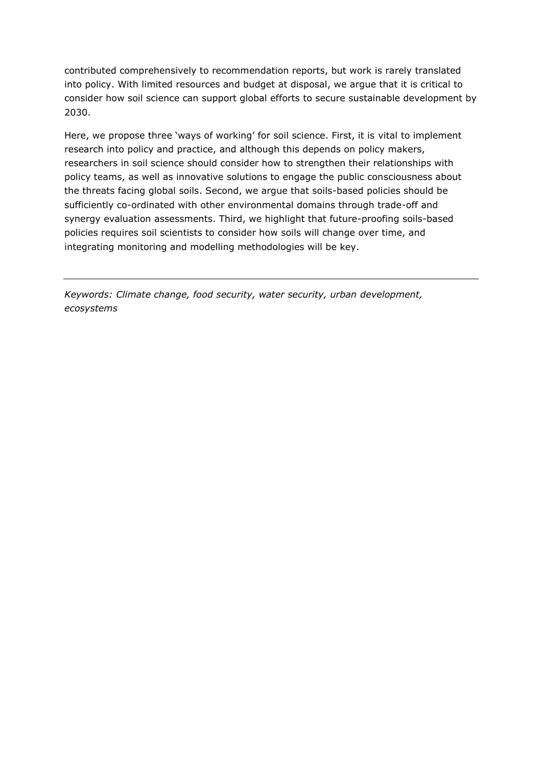contributed comprehensively to recommendation reports, but work is rarely translated into policy. With limited resources and budget at disposal, we argue that it is critical to consider how soil science can support global efforts to secure sustainable development by 2030.

Here, we propose three 'ways of working' for soil science. First, it is vital to implement research into policy and practice, and although this depends on policy makers, researchers in soil science should consider how to strengthen their relationships with policy teams, as well as innovative solutions to engage the public consciousness about the threats facing global soils. Second, we argue that soils-based policies should be sufficiently co-ordinated with other environmental domains through trade-off and synergy evaluation assessments. Third, we highlight that future-proofing soils-based policies requires soil scientists to consider how soils will change over time, and integrating monitoring and modelling methodologies will be key.

---

*Keywords: Climate change, food security, water security, urban development, ecosystems*